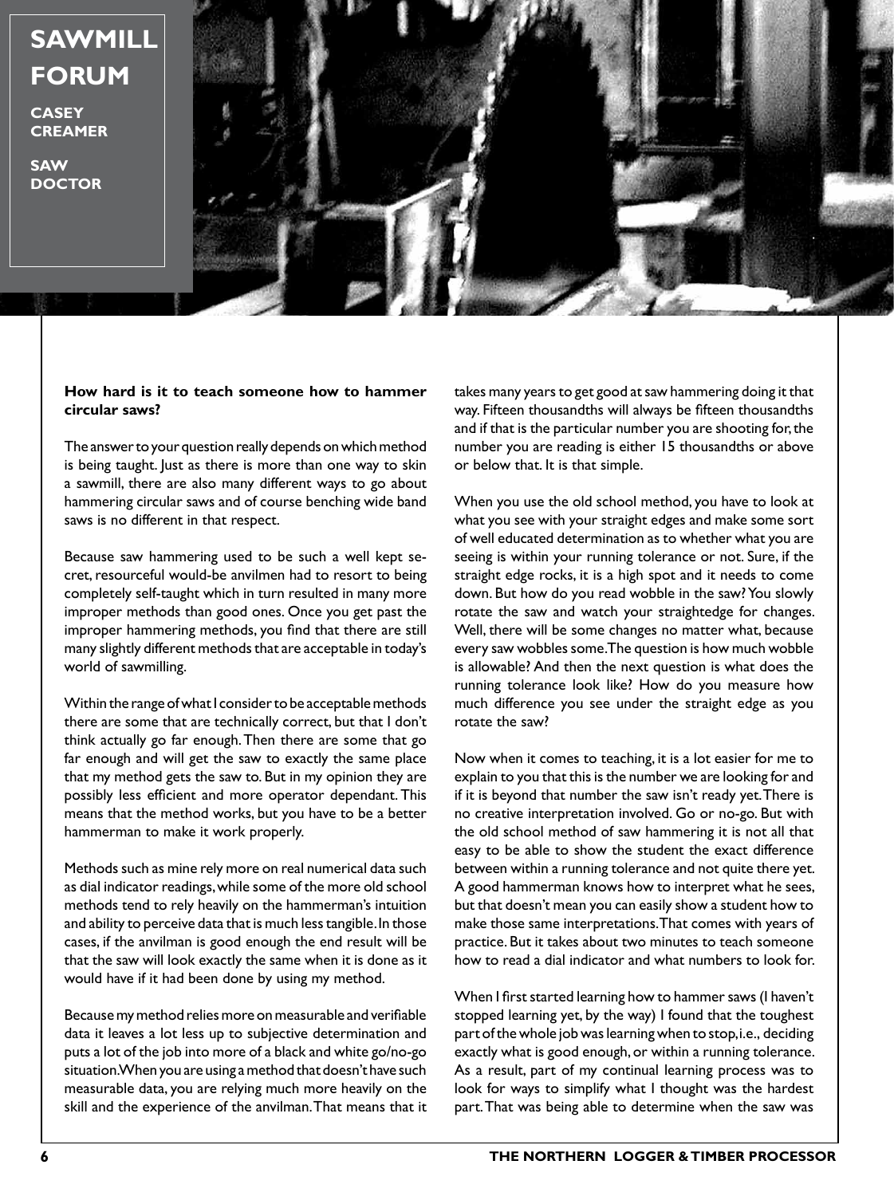# SAWMILL FORUM

**CASEY CREAMER**

**SAW DOCTOR**

**How hard is it to teach someone how to hammer circular saws?**

The answer to your question really depends on which method is being taught. Just as there is more than one way to skin a sawmill, there are also many different ways to go about hammering circular saws and of course benching wide band saws is no different in that respect.

Because saw hammering used to be such a well kept secret, resourceful would-be anvilmen had to resort to being completely self-taught which in turn resulted in many more improper methods than good ones. Once you get past the improper hammering methods, you find that there are still many slightly different methods that are acceptable in today's world of sawmilling.

Within the range of what I consider to be acceptable methods there are some that are technically correct, but that I don't think actually go far enough. Then there are some that go far enough and will get the saw to exactly the same place that my method gets the saw to. But in my opinion they are possibly less efficient and more operator dependant. This means that the method works, but you have to be a better hammerman to make it work properly.

Methods such as mine rely more on real numerical data such as dial indicator readings, while some of the more old school methods tend to rely heavily on the hammerman's intuition and ability to perceive data that is much less tangible. In those cases, if the anvilman is good enough the end result will be that the saw will look exactly the same when it is done as it would have if it had been done by using my method.

Because my method relies more on measurable and verifiable data it leaves a lot less up to subjective determination and puts a lot of the job into more of a black and white go/no-go situation. When you are using a method that doesn't have such measurable data, you are relying much more heavily on the skill and the experience of the anvilman. That means that it takes many years to get good at saw hammering doing it that way. Fifteen thousandths will always be fifteen thousandths and if that is the particular number you are shooting for, the number you are reading is either 15 thousandths or above or below that. It is that simple.

When you use the old school method, you have to look at what you see with your straight edges and make some sort of well educated determination as to whether what you are seeing is within your running tolerance or not. Sure, if the straight edge rocks, it is a high spot and it needs to come down. But how do you read wobble in the saw? You slowly rotate the saw and watch your straightedge for changes. Well, there will be some changes no matter what, because every saw wobbles some. The question is how much wobble is allowable? And then the next question is what does the running tolerance look like? How do you measure how much difference you see under the straight edge as you rotate the saw?

Now when it comes to teaching, it is a lot easier for me to explain to you that this is the number we are looking for and if it is beyond that number the saw isn't ready yet. There is no creative interpretation involved. Go or no-go. But with the old school method of saw hammering it is not all that easy to be able to show the student the exact difference between within a running tolerance and not quite there yet. A good hammerman knows how to interpret what he sees, but that doesn't mean you can easily show a student how to make those same interpretations. That comes with years of practice. But it takes about two minutes to teach someone how to read a dial indicator and what numbers to look for.

When I first started learning how to hammer saws (I haven't stopped learning yet, by the way) I found that the toughest part of the whole job was learning when to stop, i.e., deciding exactly what is good enough, or within a running tolerance. As a result, part of my continual learning process was to look for ways to simplify what I thought was the hardest part. That was being able to determine when the saw was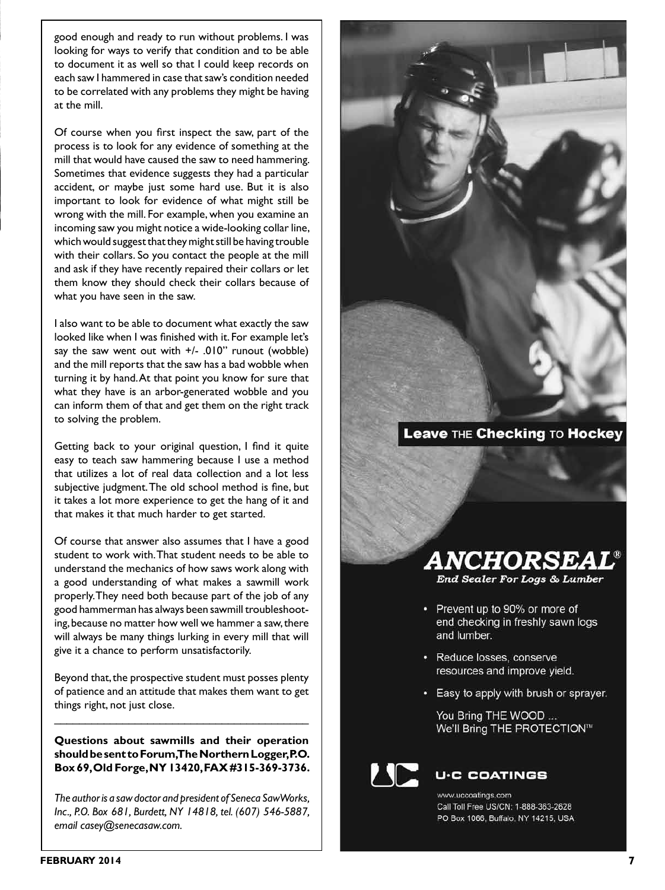good enough and ready to run without problems. I was looking for ways to verify that condition and to be able to document it as well so that I could keep records on each saw I hammered in case that saw's condition needed to be correlated with any problems they might be having at the mill.

Of course when you first inspect the saw, part of the process is to look for any evidence of something at the mill that would have caused the saw to need hammering. Sometimes that evidence suggests they had a particular accident, or maybe just some hard use. But it is also important to look for evidence of what might still be wrong with the mill. For example, when you examine an incoming saw you might notice a wide-looking collar line, which would suggest that they might still be having trouble with their collars. So you contact the people at the mill and ask if they have recently repaired their collars or let them know they should check their collars because of what you have seen in the saw.

I also want to be able to document what exactly the saw looked like when I was finished with it. For example let's say the saw went out with +/- .010" runout (wobble) and the mill reports that the saw has a bad wobble when turning it by hand. At that point you know for sure that what they have is an arbor-generated wobble and you can inform them of that and get them on the right track to solving the problem.

Getting back to your original question, I find it quite easy to teach saw hammering because I use a method that utilizes a lot of real data collection and a lot less subjective judgment. The old school method is fine, but it takes a lot more experience to get the hang of it and that makes it that much harder to get started.

Of course that answer also assumes that I have a good student to work with. That student needs to be able to understand the mechanics of how saws work along with a good understanding of what makes a sawmill work properly. They need both because part of the job of any good hammerman has always been sawmill troubleshooting, because no matter how well we hammer a saw, there will always be many things lurking in every mill that will give it a chance to perform unsatisfactorily.

Beyond that, the prospective student must posses plenty of patience and an attitude that makes them want to get things right, not just close.

---

**Questions about sawmills and their operation should be sent to Forum, The Northern Logger, P.O. Box 69, Old Forge, NY 13420, FAX #315-369-3736.**

*The author is a saw doctor and president of Seneca SawWorks, Inc., P.O. Box 681, Burdett, NY 14818, tel. (607) 546-5887, email casey@senecasaw.com.*

**Leave THE Checking TO Hockey**

**ANCHORSEAL®**

*End Sealer For Logs & Lumber*

- Prevent up to 90% or more of end checking in freshly sawn logs and lumber.
- Reduce losses, conserve resources and improve yield.
- Easy to apply with brush or sprayer.

You Bring THE WOOD ...
We'll Bring THE PROTECTION™

**U·C COATINGS**

www.uccoatings.com
Call Toll Free US/CN: 1-888-363-2628
PO Box 1066, Buffalo, NY 14215, USA